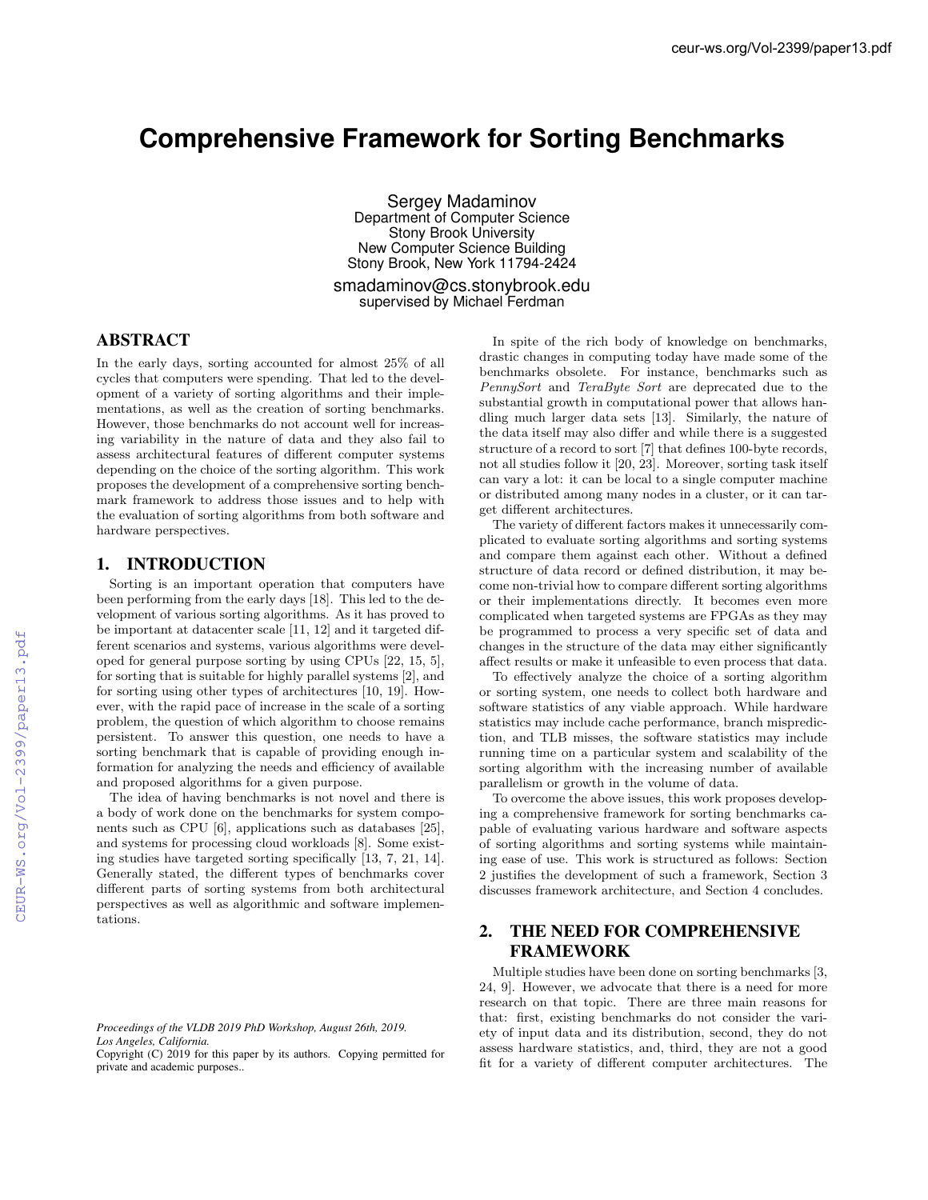# Comprehensive Framework for Sorting Benchmarks

Sergey Madaminov
Department of Computer Science
Stony Brook University
New Computer Science Building
Stony Brook, New York 11794-2424
smadaminov@cs.stonybrook.edu
supervised by Michael Ferdman

## ABSTRACT

In the early days, sorting accounted for almost 25% of all cycles that computers were spending. That led to the development of a variety of sorting algorithms and their implementations, as well as the creation of sorting benchmarks. However, those benchmarks do not account well for increasing variability in the nature of data and they also fail to assess architectural features of different computer systems depending on the choice of the sorting algorithm. This work proposes the development of a comprehensive sorting benchmark framework to address those issues and to help with the evaluation of sorting algorithms from both software and hardware perspectives.

## 1. INTRODUCTION

Sorting is an important operation that computers have been performing from the early days [18]. This led to the development of various sorting algorithms. As it has proved to be important at datacenter scale [11, 12] and it targeted different scenarios and systems, various algorithms were developed for general purpose sorting by using CPUs [22, 15, 5], for sorting that is suitable for highly parallel systems [2], and for sorting using other types of architectures [10, 19]. However, with the rapid pace of increase in the scale of a sorting problem, the question of which algorithm to choose remains persistent. To answer this question, one needs to have a sorting benchmark that is capable of providing enough information for analyzing the needs and efficiency of available and proposed algorithms for a given purpose.

The idea of having benchmarks is not novel and there is a body of work done on the benchmarks for system components such as CPU [6], applications such as databases [25], and systems for processing cloud workloads [8]. Some existing studies have targeted sorting specifically [13, 7, 21, 14]. Generally stated, the different types of benchmarks cover different parts of sorting systems from both architectural perspectives as well as algorithmic and software implementations.

In spite of the rich body of knowledge on benchmarks, drastic changes in computing today have made some of the benchmarks obsolete. For instance, benchmarks such as *PennySort* and *TeraByte Sort* are deprecated due to the substantial growth in computational power that allows handling much larger data sets [13]. Similarly, the nature of the data itself may also differ and while there is a suggested structure of a record to sort [7] that defines 100-byte records, not all studies follow it [20, 23]. Moreover, sorting task itself can vary a lot: it can be local to a single computer machine or distributed among many nodes in a cluster, or it can target different architectures.

The variety of different factors makes it unnecessarily complicated to evaluate sorting algorithms and sorting systems and compare them against each other. Without a defined structure of data record or defined distribution, it may become non-trivial how to compare different sorting algorithms or their implementations directly. It becomes even more complicated when targeted systems are FPGAs as they may be programmed to process a very specific set of data and changes in the structure of the data may either significantly affect results or make it unfeasible to even process that data.

To effectively analyze the choice of a sorting algorithm or sorting system, one needs to collect both hardware and software statistics of any viable approach. While hardware statistics may include cache performance, branch misprediction, and TLB misses, the software statistics may include running time on a particular system and scalability of the sorting algorithm with the increasing number of available parallelism or growth in the volume of data.

To overcome the above issues, this work proposes developing a comprehensive framework for sorting benchmarks capable of evaluating various hardware and software aspects of sorting algorithms and sorting systems while maintaining ease of use. This work is structured as follows: Section 2 justifies the development of such a framework, Section 3 discusses framework architecture, and Section 4 concludes.

## 2. THE NEED FOR COMPREHENSIVE FRAMEWORK

Multiple studies have been done on sorting benchmarks [3, 24, 9]. However, we advocate that there is a need for more research on that topic. There are three main reasons for that: first, existing benchmarks do not consider the variety of input data and its distribution, second, they do not assess hardware statistics, and, third, they are not a good fit for a variety of different computer architectures. The

*Proceedings of the VLDB 2019 PhD Workshop, August 26th, 2019. Los Angeles, California.*
Copyright (C) 2019 for this paper by its authors. Copying permitted for private and academic purposes..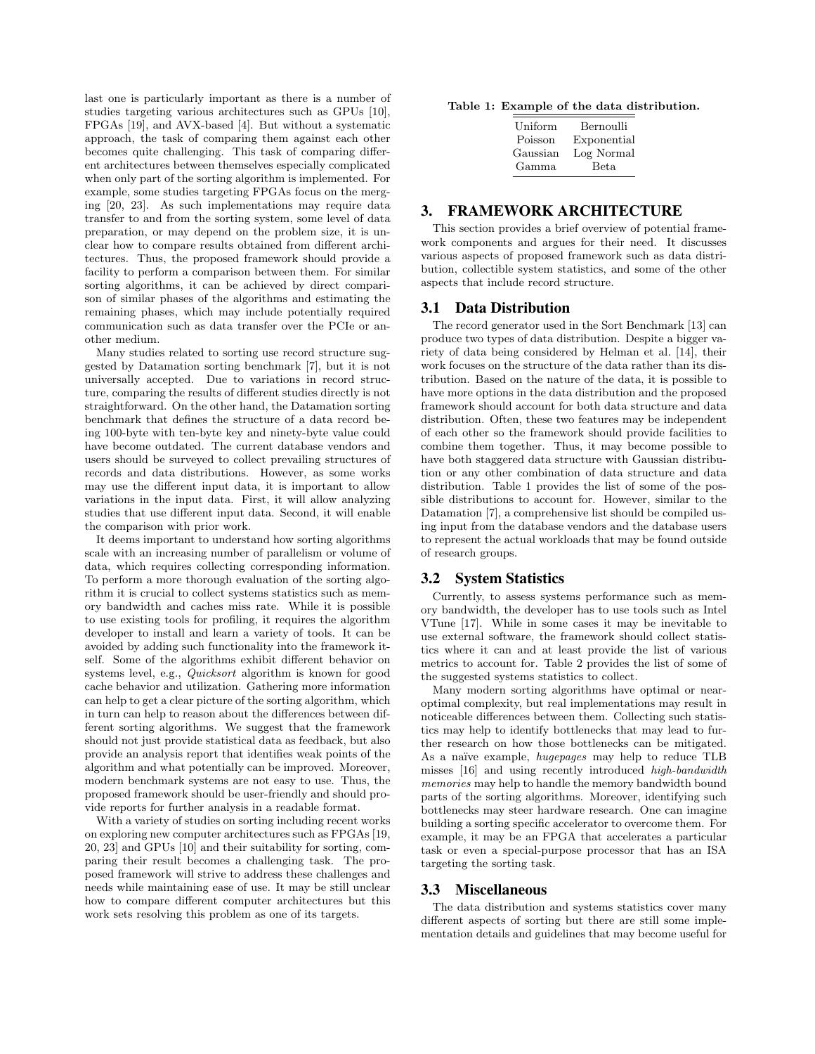last one is particularly important as there is a number of studies targeting various architectures such as GPUs [10], FPGAs [19], and AVX-based [4]. But without a systematic approach, the task of comparing them against each other becomes quite challenging. This task of comparing different architectures between themselves especially complicated when only part of the sorting algorithm is implemented. For example, some studies targeting FPGAs focus on the merging [20, 23]. As such implementations may require data transfer to and from the sorting system, some level of data preparation, or may depend on the problem size, it is unclear how to compare results obtained from different architectures. Thus, the proposed framework should provide a facility to perform a comparison between them. For similar sorting algorithms, it can be achieved by direct comparison of similar phases of the algorithms and estimating the remaining phases, which may include potentially required communication such as data transfer over the PCIe or another medium.

Many studies related to sorting use record structure suggested by Datamation sorting benchmark [7], but it is not universally accepted. Due to variations in record structure, comparing the results of different studies directly is not straightforward. On the other hand, the Datamation sorting benchmark that defines the structure of a data record being 100-byte with ten-byte key and ninety-byte value could have become outdated. The current database vendors and users should be surveyed to collect prevailing structures of records and data distributions. However, as some works may use the different input data, it is important to allow variations in the input data. First, it will allow analyzing studies that use different input data. Second, it will enable the comparison with prior work.

It deems important to understand how sorting algorithms scale with an increasing number of parallelism or volume of data, which requires collecting corresponding information. To perform a more thorough evaluation of the sorting algorithm it is crucial to collect systems statistics such as memory bandwidth and caches miss rate. While it is possible to use existing tools for profiling, it requires the algorithm developer to install and learn a variety of tools. It can be avoided by adding such functionality into the framework itself. Some of the algorithms exhibit different behavior on systems level, e.g., *Quicksort* algorithm is known for good cache behavior and utilization. Gathering more information can help to get a clear picture of the sorting algorithm, which in turn can help to reason about the differences between different sorting algorithms. We suggest that the framework should not just provide statistical data as feedback, but also provide an analysis report that identifies weak points of the algorithm and what potentially can be improved. Moreover, modern benchmark systems are not easy to use. Thus, the proposed framework should be user-friendly and should provide reports for further analysis in a readable format.

With a variety of studies on sorting including recent works on exploring new computer architectures such as FPGAs [19, 20, 23] and GPUs [10] and their suitability for sorting, comparing their result becomes a challenging task. The proposed framework will strive to address these challenges and needs while maintaining ease of use. It may be still unclear how to compare different computer architectures but this work sets resolving this problem as one of its targets.

**Table 1: Example of the data distribution.**

| | |
|---|---|
| Uniform | Bernoulli |
| Poisson | Exponential |
| Gaussian | Log Normal |
| Gamma | Beta |

## 3. FRAMEWORK ARCHITECTURE

This section provides a brief overview of potential framework components and argues for their need. It discusses various aspects of proposed framework such as data distribution, collectible system statistics, and some of the other aspects that include record structure.

### 3.1 Data Distribution

The record generator used in the Sort Benchmark [13] can produce two types of data distribution. Despite a bigger variety of data being considered by Helman et al. [14], their work focuses on the structure of the data rather than its distribution. Based on the nature of the data, it is possible to have more options in the data distribution and the proposed framework should account for both data structure and data distribution. Often, these two features may be independent of each other so the framework should provide facilities to combine them together. Thus, it may become possible to have both staggered data structure with Gaussian distribution or any other combination of data structure and data distribution. Table 1 provides the list of some of the possible distributions to account for. However, similar to the Datamation [7], a comprehensive list should be compiled using input from the database vendors and the database users to represent the actual workloads that may be found outside of research groups.

### 3.2 System Statistics

Currently, to assess systems performance such as memory bandwidth, the developer has to use tools such as Intel VTune [17]. While in some cases it may be inevitable to use external software, the framework should collect statistics where it can and at least provide the list of various metrics to account for. Table 2 provides the list of some of the suggested systems statistics to collect.

Many modern sorting algorithms have optimal or near-optimal complexity, but real implementations may result in noticeable differences between them. Collecting such statistics may help to identify bottlenecks that may lead to further research on how those bottlenecks can be mitigated. As a naïve example, *hugepages* may help to reduce TLB misses [16] and using recently introduced *high-bandwidth memories* may help to handle the memory bandwidth bound parts of the sorting algorithms. Moreover, identifying such bottlenecks may steer hardware research. One can imagine building a sorting specific accelerator to overcome them. For example, it may be an FPGA that accelerates a particular task or even a special-purpose processor that has an ISA targeting the sorting task.

### 3.3 Miscellaneous

The data distribution and systems statistics cover many different aspects of sorting but there are still some implementation details and guidelines that may become useful for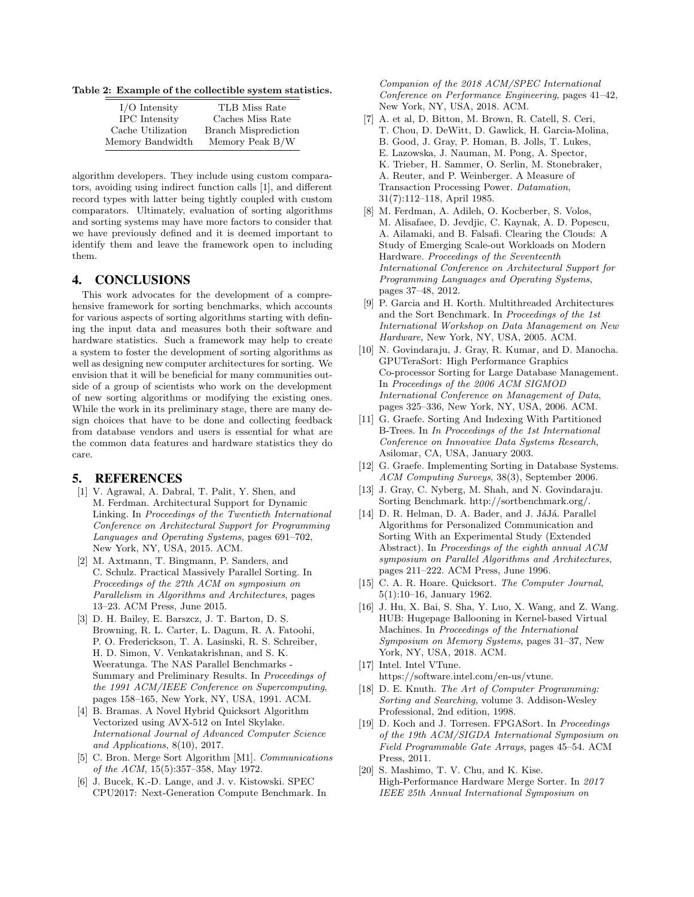**Table 2: Example of the collectible system statistics.**

| | |
|---|---|
| I/O Intensity | TLB Miss Rate |
| IPC Intensity | Caches Miss Rate |
| Cache Utilization | Branch Misprediction |
| Memory Bandwidth | Memory Peak B/W |

algorithm developers. They include using custom comparators, avoiding using indirect function calls [1], and different record types with latter being tightly coupled with custom comparators. Ultimately, evaluation of sorting algorithms and sorting systems may have more factors to consider that we have previously defined and it is deemed important to identify them and leave the framework open to including them.

## 4. CONCLUSIONS

This work advocates for the development of a comprehensive framework for sorting benchmarks, which accounts for various aspects of sorting algorithms starting with defining the input data and measures both their software and hardware statistics. Such a framework may help to create a system to foster the development of sorting algorithms as well as designing new computer architectures for sorting. We envision that it will be beneficial for many communities outside of a group of scientists who work on the development of new sorting algorithms or modifying the existing ones. While the work in its preliminary stage, there are many design choices that have to be done and collecting feedback from database vendors and users is essential for what are the common data features and hardware statistics they do care.

## 5. REFERENCES

[1] V. Agrawal, A. Dabral, T. Palit, Y. Shen, and M. Ferdman. Architectural Support for Dynamic Linking. In *Proceedings of the Twentieth International Conference on Architectural Support for Programming Languages and Operating Systems*, pages 691–702, New York, NY, USA, 2015. ACM.

[2] M. Axtmann, T. Bingmann, P. Sanders, and C. Schulz. Practical Massively Parallel Sorting. In *Proceedings of the 27th ACM on symposium on Parallelism in Algorithms and Architectures*, pages 13–23. ACM Press, June 2015.

[3] D. H. Bailey, E. Barszcz, J. T. Barton, D. S. Browning, R. L. Carter, L. Dagum, R. A. Fatoohi, P. O. Frederickson, T. A. Lasinski, R. S. Schreiber, H. D. Simon, V. Venkatakrishnan, and S. K. Weeratunga. The NAS Parallel Benchmarks - Summary and Preliminary Results. In *Proceedings of the 1991 ACM/IEEE Conference on Supercomputing*, pages 158–165, New York, NY, USA, 1991. ACM.

[4] B. Bramas. A Novel Hybrid Quicksort Algorithm Vectorized using AVX-512 on Intel Skylake. *International Journal of Advanced Computer Science and Applications*, 8(10), 2017.

[5] C. Bron. Merge Sort Algorithm [M1]. *Communications of the ACM*, 15(5):357–358, May 1972.

[6] J. Bucek, K.-D. Lange, and J. v. Kistowski. SPEC CPU2017: Next-Generation Compute Benchmark. In *Companion of the 2018 ACM/SPEC International Conference on Performance Engineering*, pages 41–42, New York, NY, USA, 2018. ACM.

[7] A. et al, D. Bitton, M. Brown, R. Catell, S. Ceri, T. Chou, D. DeWitt, D. Gawlick, H. Garcia-Molina, B. Good, J. Gray, P. Homan, B. Jolls, T. Lukes, E. Lazowska, J. Nauman, M. Pong, A. Spector, K. Trieber, H. Sammer, O. Serlin, M. Stonebraker, A. Reuter, and P. Weinberger. A Measure of Transaction Processing Power. *Datamation*, 31(7):112–118, April 1985.

[8] M. Ferdman, A. Adileh, O. Kocberber, S. Volos, M. Alisafaee, D. Jevdjic, C. Kaynak, A. D. Popescu, A. Ailamaki, and B. Falsafi. Clearing the Clouds: A Study of Emerging Scale-out Workloads on Modern Hardware. *Proceedings of the Seventeenth International Conference on Architectural Support for Programming Languages and Operating Systems*, pages 37–48, 2012.

[9] P. Garcia and H. Korth. Multithreaded Architectures and the Sort Benchmark. In *Proceedings of the 1st International Workshop on Data Management on New Hardware*, New York, NY, USA, 2005. ACM.

[10] N. Govindaraju, J. Gray, R. Kumar, and D. Manocha. GPUTeraSort: High Performance Graphics Co-processor Sorting for Large Database Management. In *Proceedings of the 2006 ACM SIGMOD International Conference on Management of Data*, pages 325–336, New York, NY, USA, 2006. ACM.

[11] G. Graefe. Sorting And Indexing With Partitioned B-Trees. In *In Proceedings of the 1st International Conference on Innovative Data Systems Research*, Asilomar, CA, USA, January 2003.

[12] G. Graefe. Implementing Sorting in Database Systems. *ACM Computing Surveys*, 38(3), September 2006.

[13] J. Gray, C. Nyberg, M. Shah, and N. Govindaraju. Sorting Benchmark. http://sortbenchmark.org/.

[14] D. R. Helman, D. A. Bader, and J. JáJá. Parallel Algorithms for Personalized Communication and Sorting With an Experimental Study (Extended Abstract). In *Proceedings of the eighth annual ACM symposium on Parallel Algorithms and Architectures*, pages 211–222. ACM Press, June 1996.

[15] C. A. R. Hoare. Quicksort. *The Computer Journal*, 5(1):10–16, January 1962.

[16] J. Hu, X. Bai, S. Sha, Y. Luo, X. Wang, and Z. Wang. HUB: Hugepage Ballooning in Kernel-based Virtual Machines. In *Proceedings of the International Symposium on Memory Systems*, pages 31–37, New York, NY, USA, 2018. ACM.

[17] Intel. Intel VTune. https://software.intel.com/en-us/vtune.

[18] D. E. Knuth. *The Art of Computer Programming: Sorting and Searching*, volume 3. Addison-Wesley Professional, 2nd edition, 1998.

[19] D. Koch and J. Torresen. FPGASort. In *Proceedings of the 19th ACM/SIGDA International Symposium on Field Programmable Gate Arrays*, pages 45–54. ACM Press, 2011.

[20] S. Mashimo, T. V. Chu, and K. Kise. High-Performance Hardware Merge Sorter. In *2017 IEEE 25th Annual International Symposium on*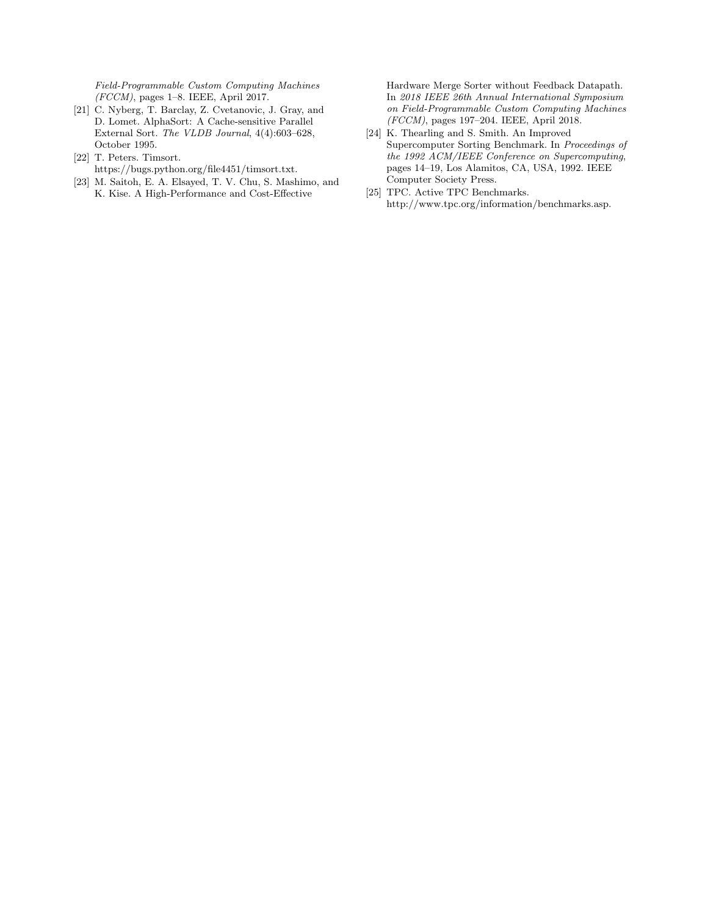*Field-Programmable Custom Computing Machines (FCCM)*, pages 1–8. IEEE, April 2017.

[21] C. Nyberg, T. Barclay, Z. Cvetanovic, J. Gray, and D. Lomet. AlphaSort: A Cache-sensitive Parallel External Sort. *The VLDB Journal*, 4(4):603–628, October 1995.

[22] T. Peters. Timsort. https://bugs.python.org/file4451/timsort.txt.

[23] M. Saitoh, E. A. Elsayed, T. V. Chu, S. Mashimo, and K. Kise. A High-Performance and Cost-Effective Hardware Merge Sorter without Feedback Datapath. In *2018 IEEE 26th Annual International Symposium on Field-Programmable Custom Computing Machines (FCCM)*, pages 197–204. IEEE, April 2018.

[24] K. Thearling and S. Smith. An Improved Supercomputer Sorting Benchmark. In *Proceedings of the 1992 ACM/IEEE Conference on Supercomputing*, pages 14–19, Los Alamitos, CA, USA, 1992. IEEE Computer Society Press.

[25] TPC. Active TPC Benchmarks. http://www.tpc.org/information/benchmarks.asp.